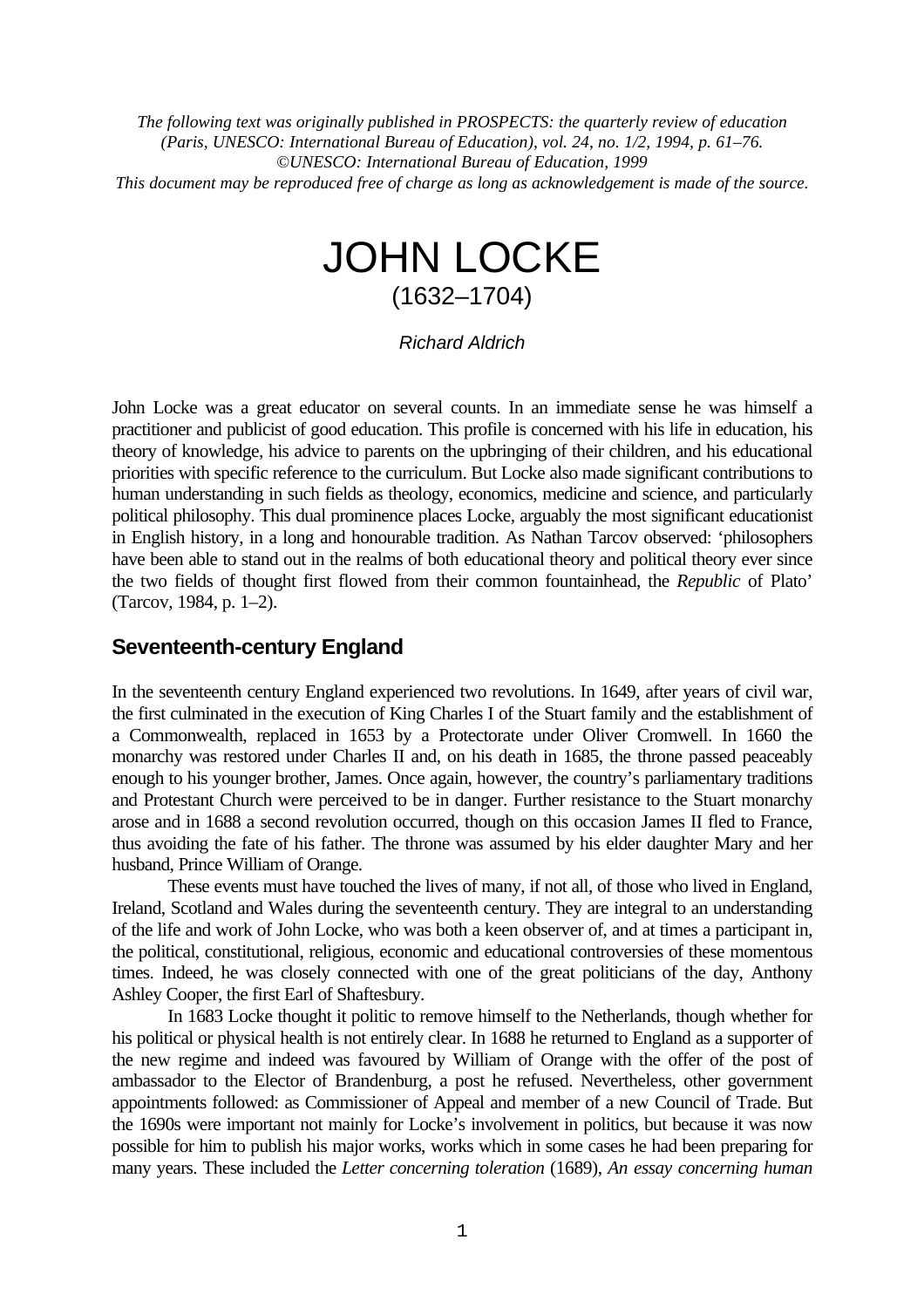*The following text was originally published in PROSPECTS: the quarterly review of education (Paris, UNESCO: International Bureau of Education), vol. 24, no. 1/2, 1994, p. 61–76.*
*©UNESCO: International Bureau of Education, 1999*
*This document may be reproduced free of charge as long as acknowledgement is made of the source.*

# JOHN LOCKE
(1632–1704)

*Richard Aldrich*

John Locke was a great educator on several counts. In an immediate sense he was himself a practitioner and publicist of good education. This profile is concerned with his life in education, his theory of knowledge, his advice to parents on the upbringing of their children, and his educational priorities with specific reference to the curriculum. But Locke also made significant contributions to human understanding in such fields as theology, economics, medicine and science, and particularly political philosophy. This dual prominence places Locke, arguably the most significant educationist in English history, in a long and honourable tradition. As Nathan Tarcov observed: 'philosophers have been able to stand out in the realms of both educational theory and political theory ever since the two fields of thought first flowed from their common fountainhead, the *Republic* of Plato' (Tarcov, 1984, p. 1–2).

## Seventeenth-century England

In the seventeenth century England experienced two revolutions. In 1649, after years of civil war, the first culminated in the execution of King Charles I of the Stuart family and the establishment of a Commonwealth, replaced in 1653 by a Protectorate under Oliver Cromwell. In 1660 the monarchy was restored under Charles II and, on his death in 1685, the throne passed peaceably enough to his younger brother, James. Once again, however, the country's parliamentary traditions and Protestant Church were perceived to be in danger. Further resistance to the Stuart monarchy arose and in 1688 a second revolution occurred, though on this occasion James II fled to France, thus avoiding the fate of his father. The throne was assumed by his elder daughter Mary and her husband, Prince William of Orange.

These events must have touched the lives of many, if not all, of those who lived in England, Ireland, Scotland and Wales during the seventeenth century. They are integral to an understanding of the life and work of John Locke, who was both a keen observer of, and at times a participant in, the political, constitutional, religious, economic and educational controversies of these momentous times. Indeed, he was closely connected with one of the great politicians of the day, Anthony Ashley Cooper, the first Earl of Shaftesbury.

In 1683 Locke thought it politic to remove himself to the Netherlands, though whether for his political or physical health is not entirely clear. In 1688 he returned to England as a supporter of the new regime and indeed was favoured by William of Orange with the offer of the post of ambassador to the Elector of Brandenburg, a post he refused. Nevertheless, other government appointments followed: as Commissioner of Appeal and member of a new Council of Trade. But the 1690s were important not mainly for Locke's involvement in politics, but because it was now possible for him to publish his major works, works which in some cases he had been preparing for many years. These included the *Letter concerning toleration* (1689), *An essay concerning human*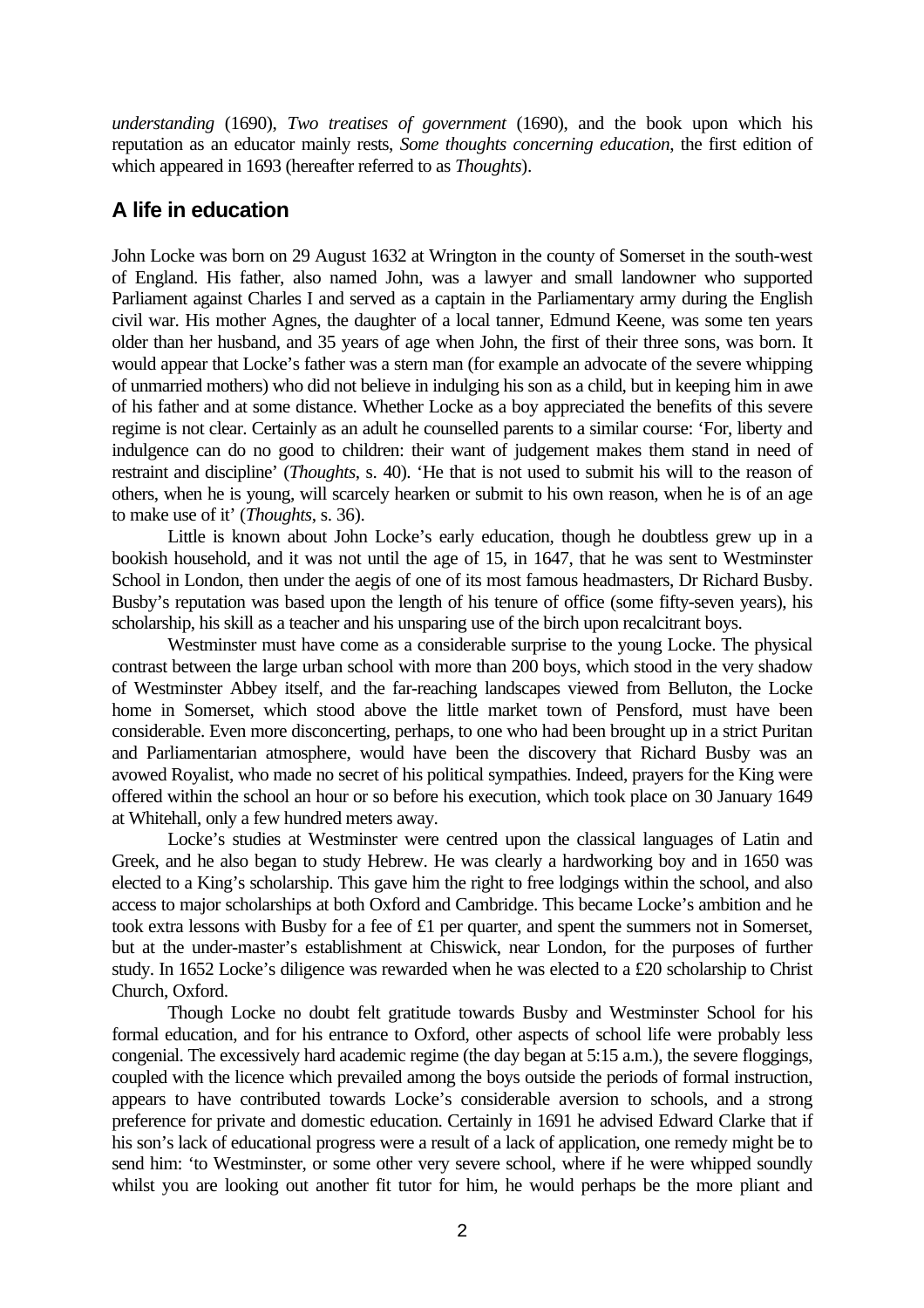*understanding* (1690), *Two treatises of government* (1690), and the book upon which his reputation as an educator mainly rests, *Some thoughts concerning education*, the first edition of which appeared in 1693 (hereafter referred to as *Thoughts*).

## A life in education

John Locke was born on 29 August 1632 at Wrington in the county of Somerset in the south-west of England. His father, also named John, was a lawyer and small landowner who supported Parliament against Charles I and served as a captain in the Parliamentary army during the English civil war. His mother Agnes, the daughter of a local tanner, Edmund Keene, was some ten years older than her husband, and 35 years of age when John, the first of their three sons, was born. It would appear that Locke's father was a stern man (for example an advocate of the severe whipping of unmarried mothers) who did not believe in indulging his son as a child, but in keeping him in awe of his father and at some distance. Whether Locke as a boy appreciated the benefits of this severe regime is not clear. Certainly as an adult he counselled parents to a similar course: 'For, liberty and indulgence can do no good to children: their want of judgement makes them stand in need of restraint and discipline' (*Thoughts*, s. 40). 'He that is not used to submit his will to the reason of others, when he is young, will scarcely hearken or submit to his own reason, when he is of an age to make use of it' (*Thoughts*, s. 36).

Little is known about John Locke's early education, though he doubtless grew up in a bookish household, and it was not until the age of 15, in 1647, that he was sent to Westminster School in London, then under the aegis of one of its most famous headmasters, Dr Richard Busby. Busby's reputation was based upon the length of his tenure of office (some fifty-seven years), his scholarship, his skill as a teacher and his unsparing use of the birch upon recalcitrant boys.

Westminster must have come as a considerable surprise to the young Locke. The physical contrast between the large urban school with more than 200 boys, which stood in the very shadow of Westminster Abbey itself, and the far-reaching landscapes viewed from Belluton, the Locke home in Somerset, which stood above the little market town of Pensford, must have been considerable. Even more disconcerting, perhaps, to one who had been brought up in a strict Puritan and Parliamentarian atmosphere, would have been the discovery that Richard Busby was an avowed Royalist, who made no secret of his political sympathies. Indeed, prayers for the King were offered within the school an hour or so before his execution, which took place on 30 January 1649 at Whitehall, only a few hundred meters away.

Locke's studies at Westminster were centred upon the classical languages of Latin and Greek, and he also began to study Hebrew. He was clearly a hardworking boy and in 1650 was elected to a King's scholarship. This gave him the right to free lodgings within the school, and also access to major scholarships at both Oxford and Cambridge. This became Locke's ambition and he took extra lessons with Busby for a fee of £1 per quarter, and spent the summers not in Somerset, but at the under-master's establishment at Chiswick, near London, for the purposes of further study. In 1652 Locke's diligence was rewarded when he was elected to a £20 scholarship to Christ Church, Oxford.

Though Locke no doubt felt gratitude towards Busby and Westminster School for his formal education, and for his entrance to Oxford, other aspects of school life were probably less congenial. The excessively hard academic regime (the day began at 5:15 a.m.), the severe floggings, coupled with the licence which prevailed among the boys outside the periods of formal instruction, appears to have contributed towards Locke's considerable aversion to schools, and a strong preference for private and domestic education. Certainly in 1691 he advised Edward Clarke that if his son's lack of educational progress were a result of a lack of application, one remedy might be to send him: 'to Westminster, or some other very severe school, where if he were whipped soundly whilst you are looking out another fit tutor for him, he would perhaps be the more pliant and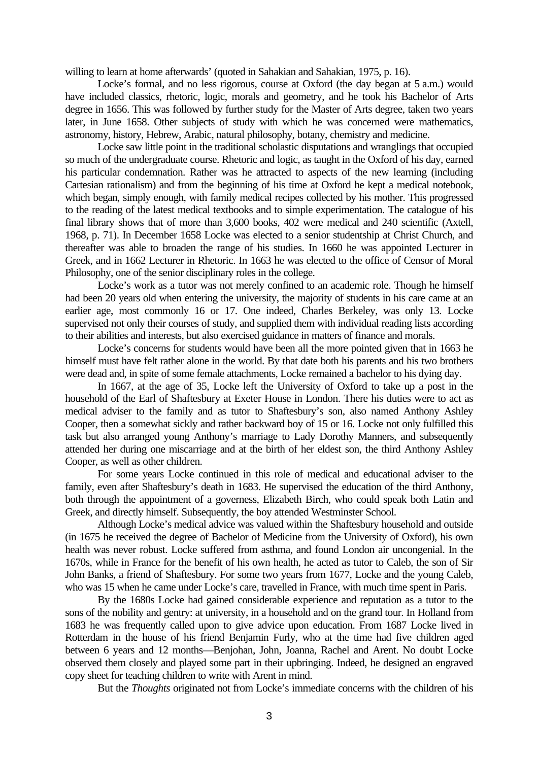willing to learn at home afterwards' (quoted in Sahakian and Sahakian, 1975, p. 16).

Locke's formal, and no less rigorous, course at Oxford (the day began at 5 a.m.) would have included classics, rhetoric, logic, morals and geometry, and he took his Bachelor of Arts degree in 1656. This was followed by further study for the Master of Arts degree, taken two years later, in June 1658. Other subjects of study with which he was concerned were mathematics, astronomy, history, Hebrew, Arabic, natural philosophy, botany, chemistry and medicine.

Locke saw little point in the traditional scholastic disputations and wranglings that occupied so much of the undergraduate course. Rhetoric and logic, as taught in the Oxford of his day, earned his particular condemnation. Rather was he attracted to aspects of the new learning (including Cartesian rationalism) and from the beginning of his time at Oxford he kept a medical notebook, which began, simply enough, with family medical recipes collected by his mother. This progressed to the reading of the latest medical textbooks and to simple experimentation. The catalogue of his final library shows that of more than 3,600 books, 402 were medical and 240 scientific (Axtell, 1968, p. 71). In December 1658 Locke was elected to a senior studentship at Christ Church, and thereafter was able to broaden the range of his studies. In 1660 he was appointed Lecturer in Greek, and in 1662 Lecturer in Rhetoric. In 1663 he was elected to the office of Censor of Moral Philosophy, one of the senior disciplinary roles in the college.

Locke's work as a tutor was not merely confined to an academic role. Though he himself had been 20 years old when entering the university, the majority of students in his care came at an earlier age, most commonly 16 or 17. One indeed, Charles Berkeley, was only 13. Locke supervised not only their courses of study, and supplied them with individual reading lists according to their abilities and interests, but also exercised guidance in matters of finance and morals.

Locke's concerns for students would have been all the more pointed given that in 1663 he himself must have felt rather alone in the world. By that date both his parents and his two brothers were dead and, in spite of some female attachments, Locke remained a bachelor to his dying day.

In 1667, at the age of 35, Locke left the University of Oxford to take up a post in the household of the Earl of Shaftesbury at Exeter House in London. There his duties were to act as medical adviser to the family and as tutor to Shaftesbury's son, also named Anthony Ashley Cooper, then a somewhat sickly and rather backward boy of 15 or 16. Locke not only fulfilled this task but also arranged young Anthony's marriage to Lady Dorothy Manners, and subsequently attended her during one miscarriage and at the birth of her eldest son, the third Anthony Ashley Cooper, as well as other children.

For some years Locke continued in this role of medical and educational adviser to the family, even after Shaftesbury's death in 1683. He supervised the education of the third Anthony, both through the appointment of a governess, Elizabeth Birch, who could speak both Latin and Greek, and directly himself. Subsequently, the boy attended Westminster School.

Although Locke's medical advice was valued within the Shaftesbury household and outside (in 1675 he received the degree of Bachelor of Medicine from the University of Oxford), his own health was never robust. Locke suffered from asthma, and found London air uncongenial. In the 1670s, while in France for the benefit of his own health, he acted as tutor to Caleb, the son of Sir John Banks, a friend of Shaftesbury. For some two years from 1677, Locke and the young Caleb, who was 15 when he came under Locke's care, travelled in France, with much time spent in Paris.

By the 1680s Locke had gained considerable experience and reputation as a tutor to the sons of the nobility and gentry: at university, in a household and on the grand tour. In Holland from 1683 he was frequently called upon to give advice upon education. From 1687 Locke lived in Rotterdam in the house of his friend Benjamin Furly, who at the time had five children aged between 6 years and 12 months—Benjohan, John, Joanna, Rachel and Arent. No doubt Locke observed them closely and played some part in their upbringing. Indeed, he designed an engraved copy sheet for teaching children to write with Arent in mind.

But the *Thoughts* originated not from Locke's immediate concerns with the children of his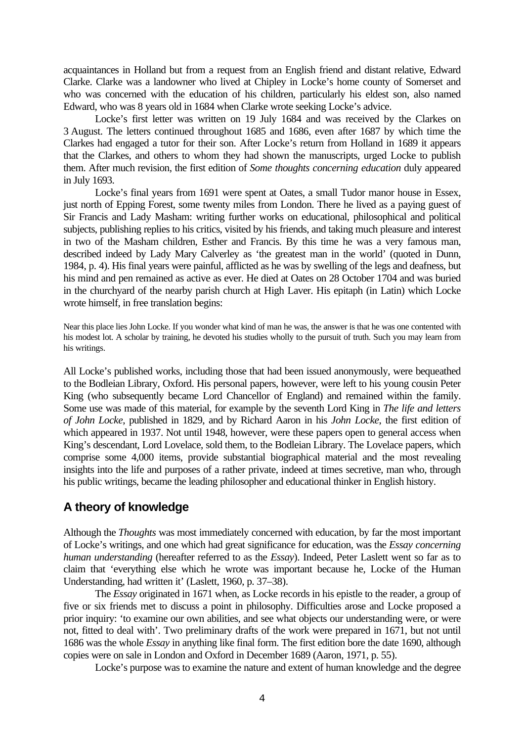acquaintances in Holland but from a request from an English friend and distant relative, Edward Clarke. Clarke was a landowner who lived at Chipley in Locke's home county of Somerset and who was concerned with the education of his children, particularly his eldest son, also named Edward, who was 8 years old in 1684 when Clarke wrote seeking Locke's advice.

Locke's first letter was written on 19 July 1684 and was received by the Clarkes on 3 August. The letters continued throughout 1685 and 1686, even after 1687 by which time the Clarkes had engaged a tutor for their son. After Locke's return from Holland in 1689 it appears that the Clarkes, and others to whom they had shown the manuscripts, urged Locke to publish them. After much revision, the first edition of *Some thoughts concerning education* duly appeared in July 1693.

Locke's final years from 1691 were spent at Oates, a small Tudor manor house in Essex, just north of Epping Forest, some twenty miles from London. There he lived as a paying guest of Sir Francis and Lady Masham: writing further works on educational, philosophical and political subjects, publishing replies to his critics, visited by his friends, and taking much pleasure and interest in two of the Masham children, Esther and Francis. By this time he was a very famous man, described indeed by Lady Mary Calverley as 'the greatest man in the world' (quoted in Dunn, 1984, p. 4). His final years were painful, afflicted as he was by swelling of the legs and deafness, but his mind and pen remained as active as ever. He died at Oates on 28 October 1704 and was buried in the churchyard of the nearby parish church at High Laver. His epitaph (in Latin) which Locke wrote himself, in free translation begins:

> Near this place lies John Locke. If you wonder what kind of man he was, the answer is that he was one contented with his modest lot. A scholar by training, he devoted his studies wholly to the pursuit of truth. Such you may learn from his writings.

All Locke's published works, including those that had been issued anonymously, were bequeathed to the Bodleian Library, Oxford. His personal papers, however, were left to his young cousin Peter King (who subsequently became Lord Chancellor of England) and remained within the family. Some use was made of this material, for example by the seventh Lord King in *The life and letters of John Locke*, published in 1829, and by Richard Aaron in his *John Locke*, the first edition of which appeared in 1937. Not until 1948, however, were these papers open to general access when King's descendant, Lord Lovelace, sold them, to the Bodleian Library. The Lovelace papers, which comprise some 4,000 items, provide substantial biographical material and the most revealing insights into the life and purposes of a rather private, indeed at times secretive, man who, through his public writings, became the leading philosopher and educational thinker in English history.

## A theory of knowledge

Although the *Thoughts* was most immediately concerned with education, by far the most important of Locke's writings, and one which had great significance for education, was the *Essay concerning human understanding* (hereafter referred to as the *Essay*). Indeed, Peter Laslett went so far as to claim that 'everything else which he wrote was important because he, Locke of the Human Understanding, had written it' (Laslett, 1960, p. 37–38).

The *Essay* originated in 1671 when, as Locke records in his epistle to the reader, a group of five or six friends met to discuss a point in philosophy. Difficulties arose and Locke proposed a prior inquiry: 'to examine our own abilities, and see what objects our understanding were, or were not, fitted to deal with'. Two preliminary drafts of the work were prepared in 1671, but not until 1686 was the whole *Essay* in anything like final form. The first edition bore the date 1690, although copies were on sale in London and Oxford in December 1689 (Aaron, 1971, p. 55).

Locke's purpose was to examine the nature and extent of human knowledge and the degree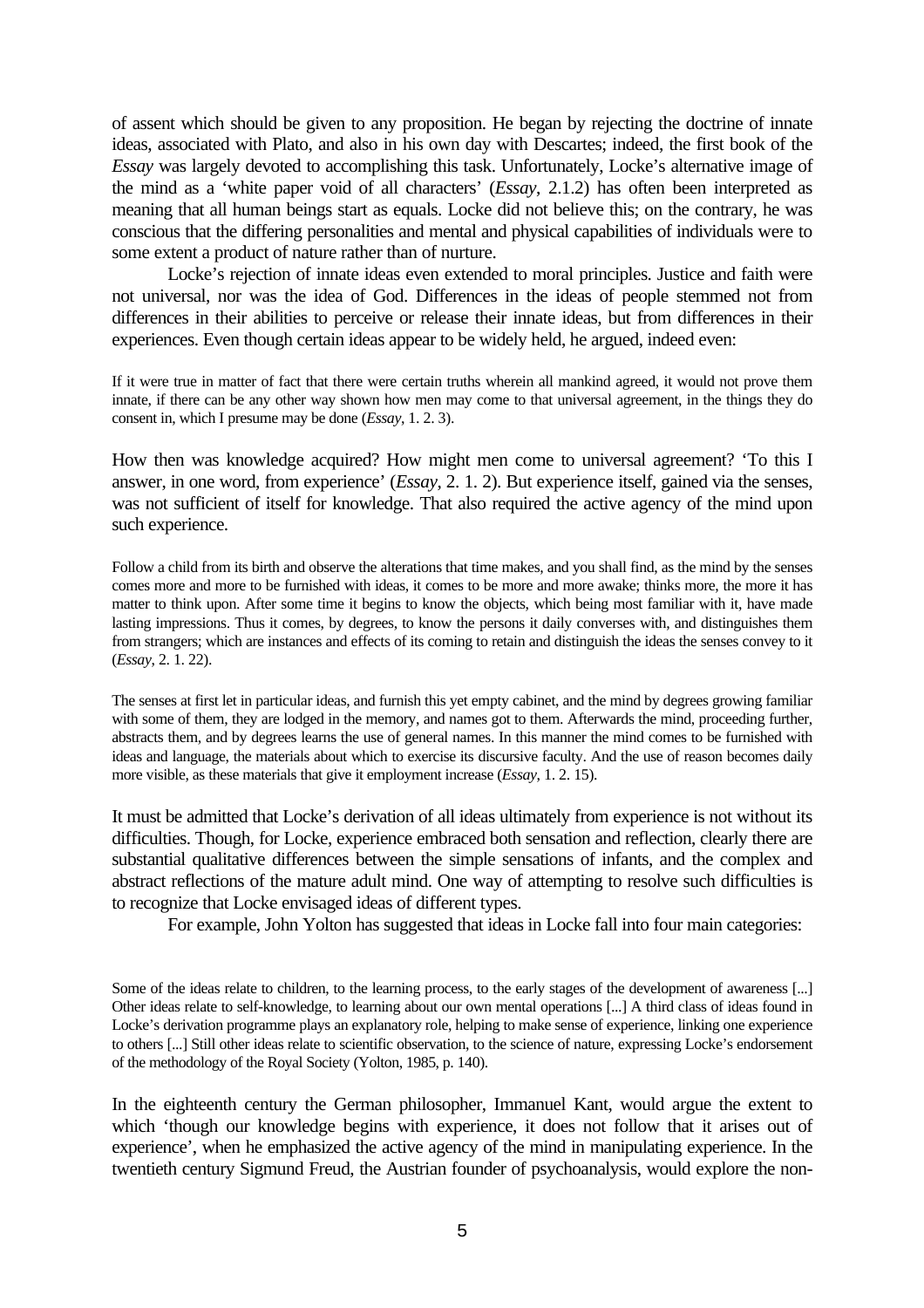of assent which should be given to any proposition. He began by rejecting the doctrine of innate ideas, associated with Plato, and also in his own day with Descartes; indeed, the first book of the *Essay* was largely devoted to accomplishing this task. Unfortunately, Locke's alternative image of the mind as a 'white paper void of all characters' (*Essay*, 2.1.2) has often been interpreted as meaning that all human beings start as equals. Locke did not believe this; on the contrary, he was conscious that the differing personalities and mental and physical capabilities of individuals were to some extent a product of nature rather than of nurture.

Locke's rejection of innate ideas even extended to moral principles. Justice and faith were not universal, nor was the idea of God. Differences in the ideas of people stemmed not from differences in their abilities to perceive or release their innate ideas, but from differences in their experiences. Even though certain ideas appear to be widely held, he argued, indeed even:

> If it were true in matter of fact that there were certain truths wherein all mankind agreed, it would not prove them innate, if there can be any other way shown how men may come to that universal agreement, in the things they do consent in, which I presume may be done (*Essay*, 1. 2. 3).

How then was knowledge acquired? How might men come to universal agreement? 'To this I answer, in one word, from experience' (*Essay*, 2. 1. 2). But experience itself, gained via the senses, was not sufficient of itself for knowledge. That also required the active agency of the mind upon such experience.

> Follow a child from its birth and observe the alterations that time makes, and you shall find, as the mind by the senses comes more and more to be furnished with ideas, it comes to be more and more awake; thinks more, the more it has matter to think upon. After some time it begins to know the objects, which being most familiar with it, have made lasting impressions. Thus it comes, by degrees, to know the persons it daily converses with, and distinguishes them from strangers; which are instances and effects of its coming to retain and distinguish the ideas the senses convey to it (*Essay*, 2. 1. 22).

> The senses at first let in particular ideas, and furnish this yet empty cabinet, and the mind by degrees growing familiar with some of them, they are lodged in the memory, and names got to them. Afterwards the mind, proceeding further, abstracts them, and by degrees learns the use of general names. In this manner the mind comes to be furnished with ideas and language, the materials about which to exercise its discursive faculty. And the use of reason becomes daily more visible, as these materials that give it employment increase (*Essay*, 1. 2. 15).

It must be admitted that Locke's derivation of all ideas ultimately from experience is not without its difficulties. Though, for Locke, experience embraced both sensation and reflection, clearly there are substantial qualitative differences between the simple sensations of infants, and the complex and abstract reflections of the mature adult mind. One way of attempting to resolve such difficulties is to recognize that Locke envisaged ideas of different types.

For example, John Yolton has suggested that ideas in Locke fall into four main categories:

> Some of the ideas relate to children, to the learning process, to the early stages of the development of awareness [...] Other ideas relate to self-knowledge, to learning about our own mental operations [...] A third class of ideas found in Locke's derivation programme plays an explanatory role, helping to make sense of experience, linking one experience to others [...] Still other ideas relate to scientific observation, to the science of nature, expressing Locke's endorsement of the methodology of the Royal Society (Yolton, 1985, p. 140).

In the eighteenth century the German philosopher, Immanuel Kant, would argue the extent to which 'though our knowledge begins with experience, it does not follow that it arises out of experience', when he emphasized the active agency of the mind in manipulating experience. In the twentieth century Sigmund Freud, the Austrian founder of psychoanalysis, would explore the non-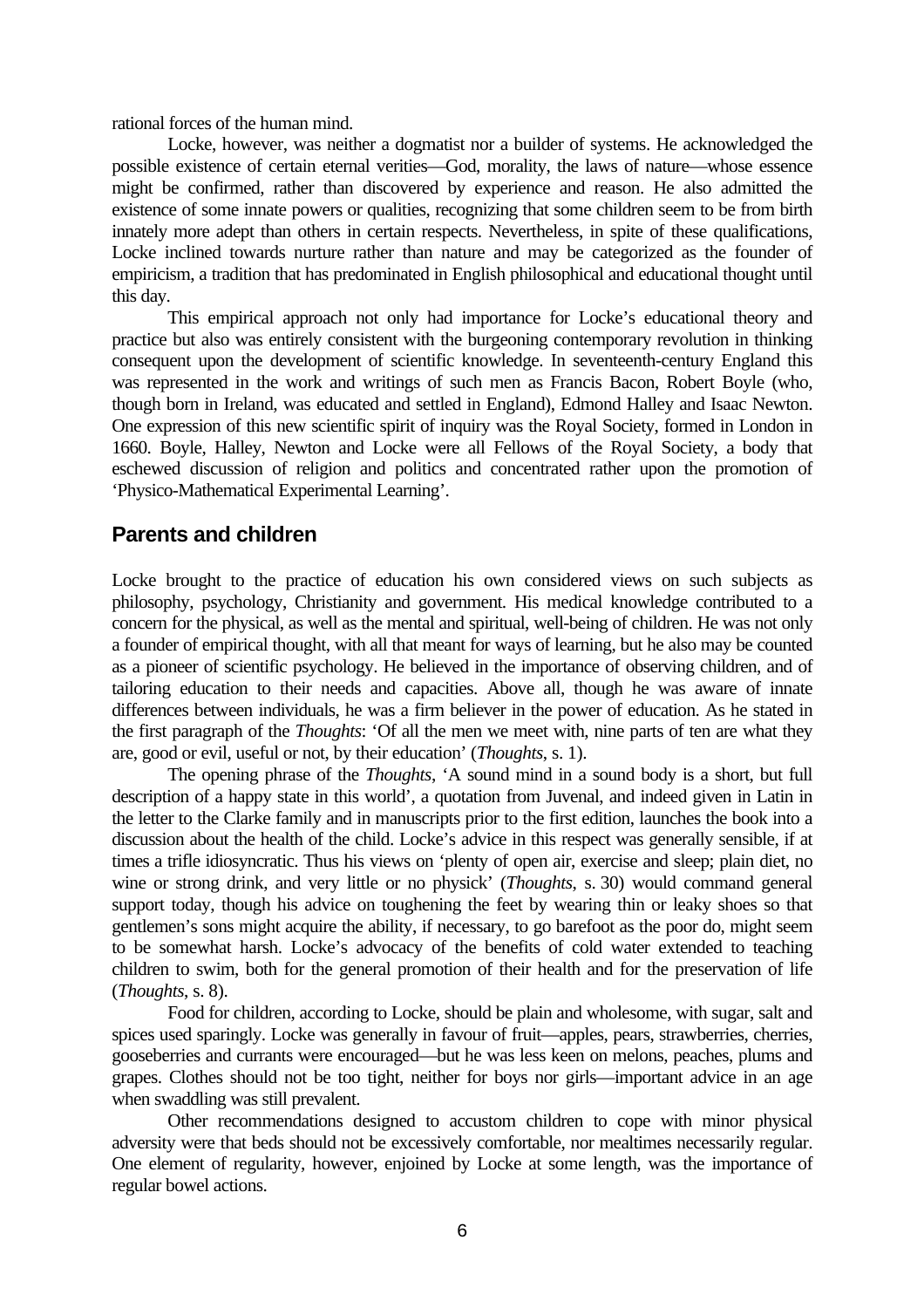rational forces of the human mind.

Locke, however, was neither a dogmatist nor a builder of systems. He acknowledged the possible existence of certain eternal verities—God, morality, the laws of nature—whose essence might be confirmed, rather than discovered by experience and reason. He also admitted the existence of some innate powers or qualities, recognizing that some children seem to be from birth innately more adept than others in certain respects. Nevertheless, in spite of these qualifications, Locke inclined towards nurture rather than nature and may be categorized as the founder of empiricism, a tradition that has predominated in English philosophical and educational thought until this day.

This empirical approach not only had importance for Locke's educational theory and practice but also was entirely consistent with the burgeoning contemporary revolution in thinking consequent upon the development of scientific knowledge. In seventeenth-century England this was represented in the work and writings of such men as Francis Bacon, Robert Boyle (who, though born in Ireland, was educated and settled in England), Edmond Halley and Isaac Newton. One expression of this new scientific spirit of inquiry was the Royal Society, formed in London in 1660. Boyle, Halley, Newton and Locke were all Fellows of the Royal Society, a body that eschewed discussion of religion and politics and concentrated rather upon the promotion of 'Physico-Mathematical Experimental Learning'.

## Parents and children

Locke brought to the practice of education his own considered views on such subjects as philosophy, psychology, Christianity and government. His medical knowledge contributed to a concern for the physical, as well as the mental and spiritual, well-being of children. He was not only a founder of empirical thought, with all that meant for ways of learning, but he also may be counted as a pioneer of scientific psychology. He believed in the importance of observing children, and of tailoring education to their needs and capacities. Above all, though he was aware of innate differences between individuals, he was a firm believer in the power of education. As he stated in the first paragraph of the *Thoughts*: 'Of all the men we meet with, nine parts of ten are what they are, good or evil, useful or not, by their education' (*Thoughts*, s. 1).

The opening phrase of the *Thoughts*, 'A sound mind in a sound body is a short, but full description of a happy state in this world', a quotation from Juvenal, and indeed given in Latin in the letter to the Clarke family and in manuscripts prior to the first edition, launches the book into a discussion about the health of the child. Locke's advice in this respect was generally sensible, if at times a trifle idiosyncratic. Thus his views on 'plenty of open air, exercise and sleep; plain diet, no wine or strong drink, and very little or no physick' (*Thoughts*, s. 30) would command general support today, though his advice on toughening the feet by wearing thin or leaky shoes so that gentlemen's sons might acquire the ability, if necessary, to go barefoot as the poor do, might seem to be somewhat harsh. Locke's advocacy of the benefits of cold water extended to teaching children to swim, both for the general promotion of their health and for the preservation of life (*Thoughts*, s. 8).

Food for children, according to Locke, should be plain and wholesome, with sugar, salt and spices used sparingly. Locke was generally in favour of fruit—apples, pears, strawberries, cherries, gooseberries and currants were encouraged—but he was less keen on melons, peaches, plums and grapes. Clothes should not be too tight, neither for boys nor girls—important advice in an age when swaddling was still prevalent.

Other recommendations designed to accustom children to cope with minor physical adversity were that beds should not be excessively comfortable, nor mealtimes necessarily regular. One element of regularity, however, enjoined by Locke at some length, was the importance of regular bowel actions.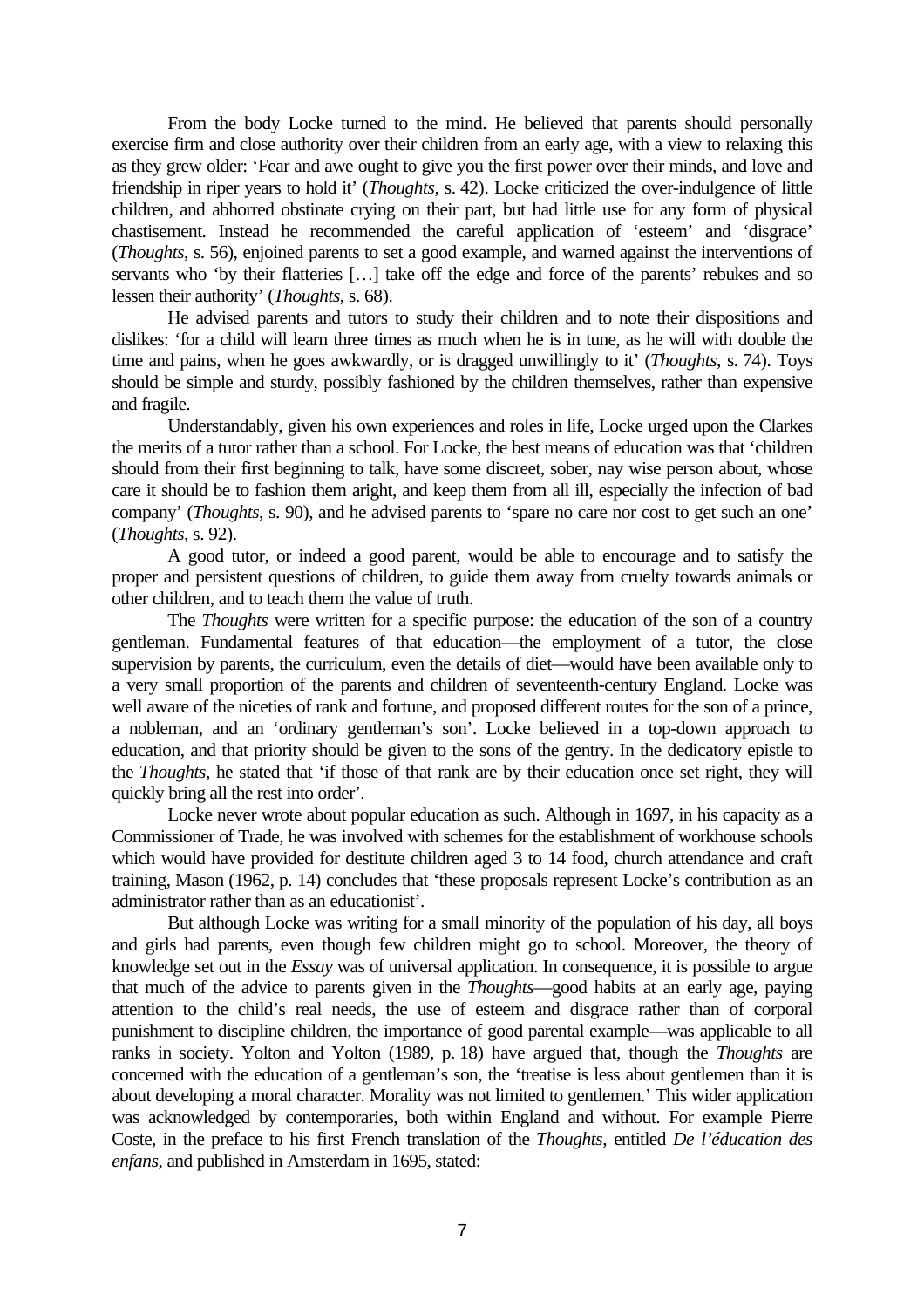From the body Locke turned to the mind. He believed that parents should personally exercise firm and close authority over their children from an early age, with a view to relaxing this as they grew older: ‘Fear and awe ought to give you the first power over their minds, and love and friendship in riper years to hold it’ (*Thoughts*, s. 42). Locke criticized the over-indulgence of little children, and abhorred obstinate crying on their part, but had little use for any form of physical chastisement. Instead he recommended the careful application of ‘esteem’ and ‘disgrace’ (*Thoughts*, s. 56), enjoined parents to set a good example, and warned against the interventions of servants who ‘by their flatteries […] take off the edge and force of the parents’ rebukes and so lessen their authority’ (*Thoughts*, s. 68).

He advised parents and tutors to study their children and to note their dispositions and dislikes: ‘for a child will learn three times as much when he is in tune, as he will with double the time and pains, when he goes awkwardly, or is dragged unwillingly to it’ (*Thoughts*, s. 74). Toys should be simple and sturdy, possibly fashioned by the children themselves, rather than expensive and fragile.

Understandably, given his own experiences and roles in life, Locke urged upon the Clarkes the merits of a tutor rather than a school. For Locke, the best means of education was that ‘children should from their first beginning to talk, have some discreet, sober, nay wise person about, whose care it should be to fashion them aright, and keep them from all ill, especially the infection of bad company’ (*Thoughts*, s. 90), and he advised parents to ‘spare no care nor cost to get such an one’ (*Thoughts*, s. 92).

A good tutor, or indeed a good parent, would be able to encourage and to satisfy the proper and persistent questions of children, to guide them away from cruelty towards animals or other children, and to teach them the value of truth.

The *Thoughts* were written for a specific purpose: the education of the son of a country gentleman. Fundamental features of that education—the employment of a tutor, the close supervision by parents, the curriculum, even the details of diet—would have been available only to a very small proportion of the parents and children of seventeenth-century England. Locke was well aware of the niceties of rank and fortune, and proposed different routes for the son of a prince, a nobleman, and an ‘ordinary gentleman’s son’. Locke believed in a top-down approach to education, and that priority should be given to the sons of the gentry. In the dedicatory epistle to the *Thoughts*, he stated that ‘if those of that rank are by their education once set right, they will quickly bring all the rest into order’.

Locke never wrote about popular education as such. Although in 1697, in his capacity as a Commissioner of Trade, he was involved with schemes for the establishment of workhouse schools which would have provided for destitute children aged 3 to 14 food, church attendance and craft training, Mason (1962, p. 14) concludes that ‘these proposals represent Locke’s contribution as an administrator rather than as an educationist’.

But although Locke was writing for a small minority of the population of his day, all boys and girls had parents, even though few children might go to school. Moreover, the theory of knowledge set out in the *Essay* was of universal application. In consequence, it is possible to argue that much of the advice to parents given in the *Thoughts*—good habits at an early age, paying attention to the child’s real needs, the use of esteem and disgrace rather than of corporal punishment to discipline children, the importance of good parental example—was applicable to all ranks in society. Yolton and Yolton (1989, p. 18) have argued that, though the *Thoughts* are concerned with the education of a gentleman’s son, the ‘treatise is less about gentlemen than it is about developing a moral character. Morality was not limited to gentlemen.’ This wider application was acknowledged by contemporaries, both within England and without. For example Pierre Coste, in the preface to his first French translation of the *Thoughts*, entitled *De l’éducation des enfans*, and published in Amsterdam in 1695, stated: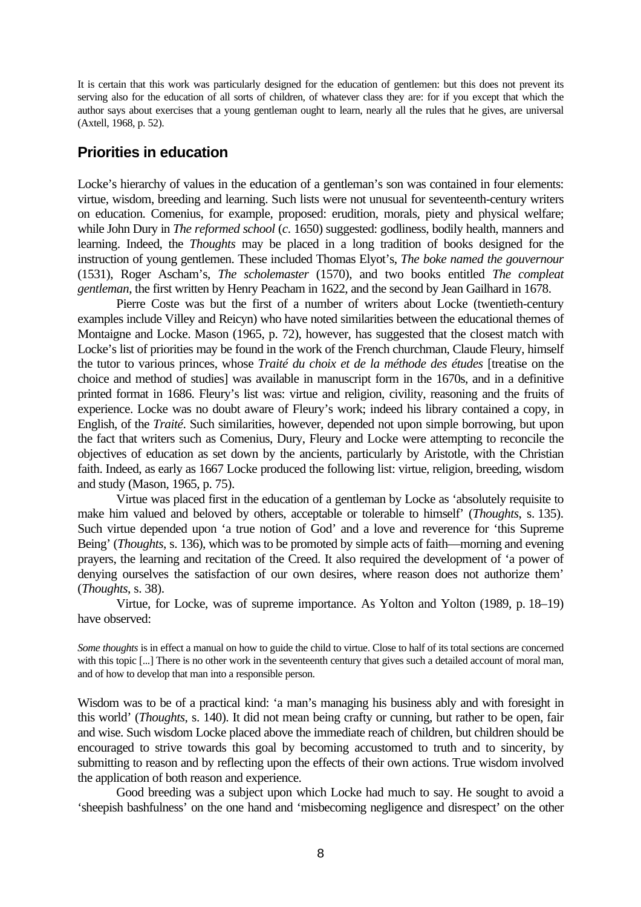It is certain that this work was particularly designed for the education of gentlemen: but this does not prevent its serving also for the education of all sorts of children, of whatever class they are: for if you except that which the author says about exercises that a young gentleman ought to learn, nearly all the rules that he gives, are universal (Axtell, 1968, p. 52).

## Priorities in education

Locke's hierarchy of values in the education of a gentleman's son was contained in four elements: virtue, wisdom, breeding and learning. Such lists were not unusual for seventeenth-century writers on education. Comenius, for example, proposed: erudition, morals, piety and physical welfare; while John Dury in *The reformed school* (*c*. 1650) suggested: godliness, bodily health, manners and learning. Indeed, the *Thoughts* may be placed in a long tradition of books designed for the instruction of young gentlemen. These included Thomas Elyot's, *The boke named the gouvernour* (1531), Roger Ascham's, *The scholemaster* (1570), and two books entitled *The compleat gentleman*, the first written by Henry Peacham in 1622, and the second by Jean Gailhard in 1678.

Pierre Coste was but the first of a number of writers about Locke (twentieth-century examples include Villey and Reicyn) who have noted similarities between the educational themes of Montaigne and Locke. Mason (1965, p. 72), however, has suggested that the closest match with Locke's list of priorities may be found in the work of the French churchman, Claude Fleury, himself the tutor to various princes, whose *Traité du choix et de la méthode des études* [treatise on the choice and method of studies] was available in manuscript form in the 1670s, and in a definitive printed format in 1686. Fleury's list was: virtue and religion, civility, reasoning and the fruits of experience. Locke was no doubt aware of Fleury's work; indeed his library contained a copy, in English, of the *Traité*. Such similarities, however, depended not upon simple borrowing, but upon the fact that writers such as Comenius, Dury, Fleury and Locke were attempting to reconcile the objectives of education as set down by the ancients, particularly by Aristotle, with the Christian faith. Indeed, as early as 1667 Locke produced the following list: virtue, religion, breeding, wisdom and study (Mason, 1965, p. 75).

Virtue was placed first in the education of a gentleman by Locke as 'absolutely requisite to make him valued and beloved by others, acceptable or tolerable to himself' (*Thoughts*, s. 135). Such virtue depended upon 'a true notion of God' and a love and reverence for 'this Supreme Being' (*Thoughts*, s. 136), which was to be promoted by simple acts of faith—morning and evening prayers, the learning and recitation of the Creed. It also required the development of 'a power of denying ourselves the satisfaction of our own desires, where reason does not authorize them' (*Thoughts*, s. 38).

Virtue, for Locke, was of supreme importance. As Yolton and Yolton (1989, p. 18–19) have observed:

*Some thoughts* is in effect a manual on how to guide the child to virtue. Close to half of its total sections are concerned with this topic [...] There is no other work in the seventeenth century that gives such a detailed account of moral man, and of how to develop that man into a responsible person.

Wisdom was to be of a practical kind: 'a man's managing his business ably and with foresight in this world' (*Thoughts*, s. 140). It did not mean being crafty or cunning, but rather to be open, fair and wise. Such wisdom Locke placed above the immediate reach of children, but children should be encouraged to strive towards this goal by becoming accustomed to truth and to sincerity, by submitting to reason and by reflecting upon the effects of their own actions. True wisdom involved the application of both reason and experience.

Good breeding was a subject upon which Locke had much to say. He sought to avoid a 'sheepish bashfulness' on the one hand and 'misbecoming negligence and disrespect' on the other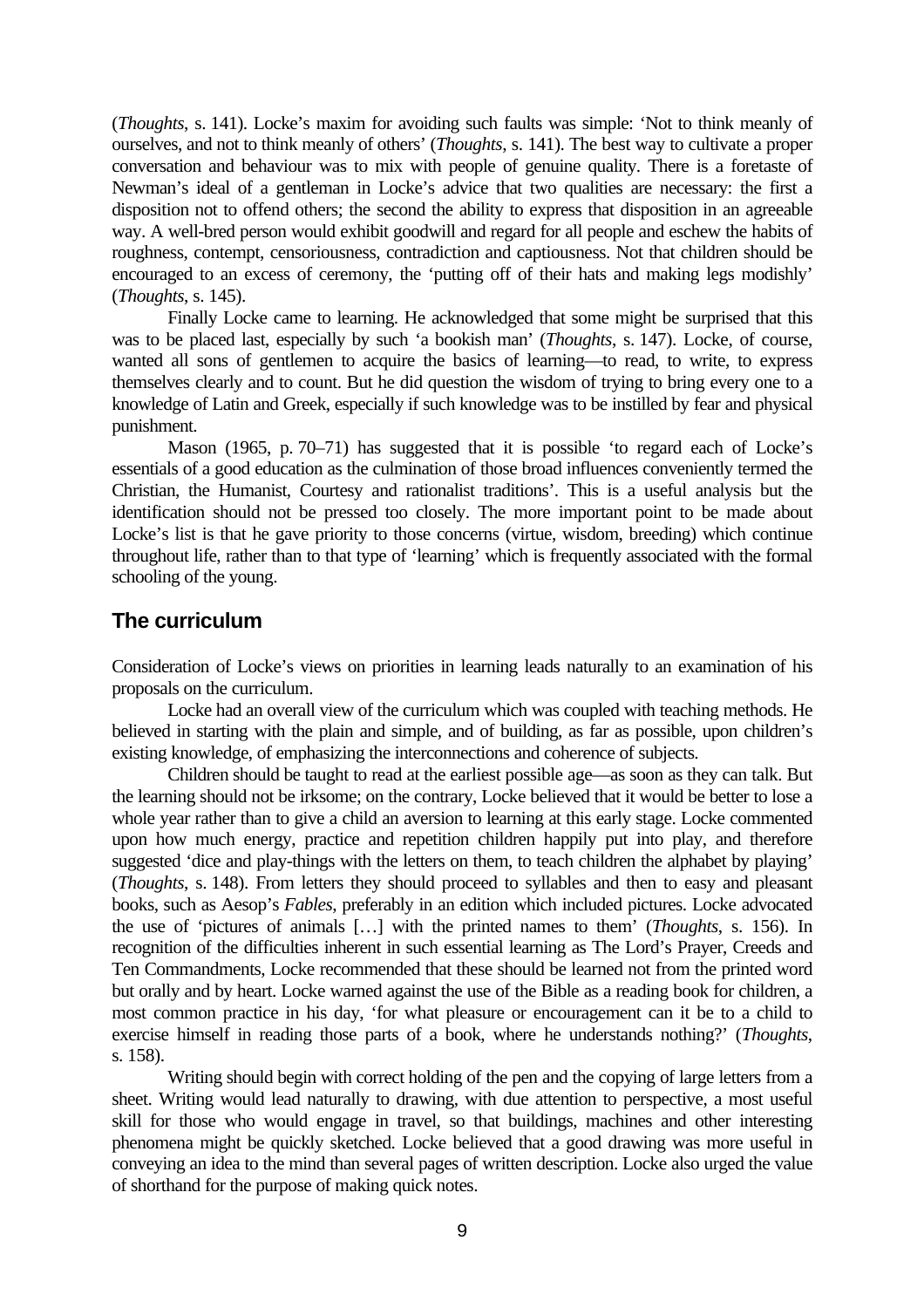(*Thoughts*, s. 141). Locke's maxim for avoiding such faults was simple: 'Not to think meanly of ourselves, and not to think meanly of others' (*Thoughts*, s. 141). The best way to cultivate a proper conversation and behaviour was to mix with people of genuine quality. There is a foretaste of Newman's ideal of a gentleman in Locke's advice that two qualities are necessary: the first a disposition not to offend others; the second the ability to express that disposition in an agreeable way. A well-bred person would exhibit goodwill and regard for all people and eschew the habits of roughness, contempt, censoriousness, contradiction and captiousness. Not that children should be encouraged to an excess of ceremony, the 'putting off of their hats and making legs modishly' (*Thoughts*, s. 145).

Finally Locke came to learning. He acknowledged that some might be surprised that this was to be placed last, especially by such 'a bookish man' (*Thoughts*, s. 147). Locke, of course, wanted all sons of gentlemen to acquire the basics of learning—to read, to write, to express themselves clearly and to count. But he did question the wisdom of trying to bring every one to a knowledge of Latin and Greek, especially if such knowledge was to be instilled by fear and physical punishment.

Mason (1965, p. 70–71) has suggested that it is possible 'to regard each of Locke's essentials of a good education as the culmination of those broad influences conveniently termed the Christian, the Humanist, Courtesy and rationalist traditions'. This is a useful analysis but the identification should not be pressed too closely. The more important point to be made about Locke's list is that he gave priority to those concerns (virtue, wisdom, breeding) which continue throughout life, rather than to that type of 'learning' which is frequently associated with the formal schooling of the young.

## The curriculum

Consideration of Locke's views on priorities in learning leads naturally to an examination of his proposals on the curriculum.

Locke had an overall view of the curriculum which was coupled with teaching methods. He believed in starting with the plain and simple, and of building, as far as possible, upon children's existing knowledge, of emphasizing the interconnections and coherence of subjects.

Children should be taught to read at the earliest possible age—as soon as they can talk. But the learning should not be irksome; on the contrary, Locke believed that it would be better to lose a whole year rather than to give a child an aversion to learning at this early stage. Locke commented upon how much energy, practice and repetition children happily put into play, and therefore suggested 'dice and play-things with the letters on them, to teach children the alphabet by playing' (*Thoughts*, s. 148). From letters they should proceed to syllables and then to easy and pleasant books, such as Aesop's *Fables*, preferably in an edition which included pictures. Locke advocated the use of 'pictures of animals […] with the printed names to them' (*Thoughts*, s. 156). In recognition of the difficulties inherent in such essential learning as The Lord's Prayer, Creeds and Ten Commandments, Locke recommended that these should be learned not from the printed word but orally and by heart. Locke warned against the use of the Bible as a reading book for children, a most common practice in his day, 'for what pleasure or encouragement can it be to a child to exercise himself in reading those parts of a book, where he understands nothing?' (*Thoughts*, s. 158).

Writing should begin with correct holding of the pen and the copying of large letters from a sheet. Writing would lead naturally to drawing, with due attention to perspective, a most useful skill for those who would engage in travel, so that buildings, machines and other interesting phenomena might be quickly sketched. Locke believed that a good drawing was more useful in conveying an idea to the mind than several pages of written description. Locke also urged the value of shorthand for the purpose of making quick notes.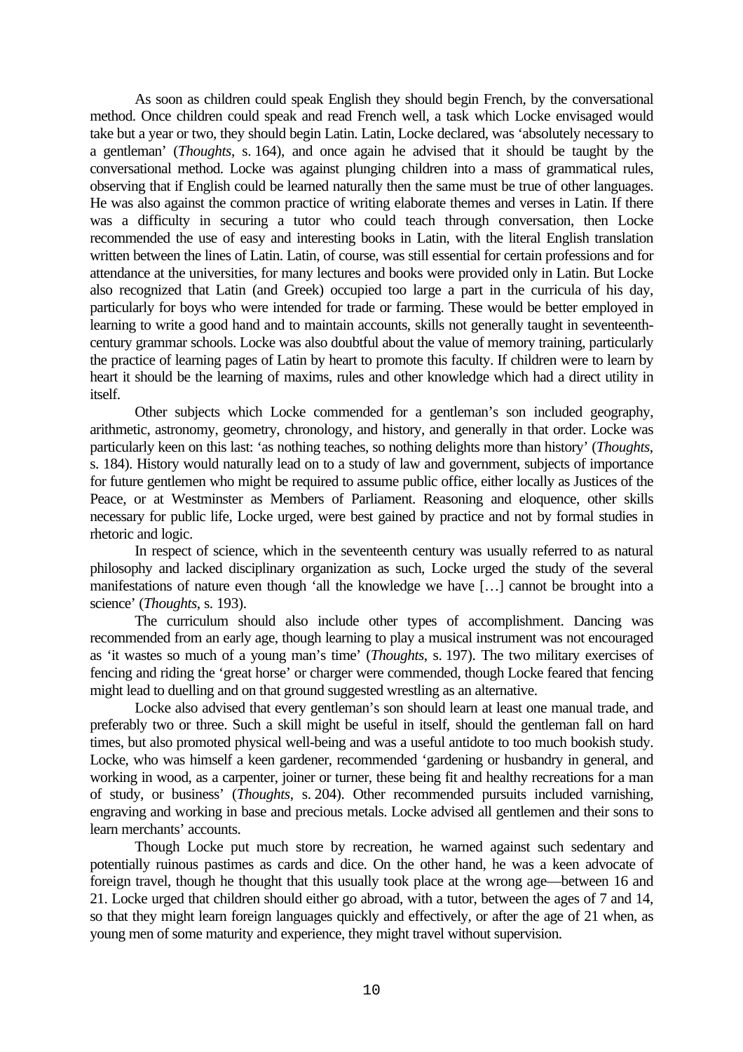As soon as children could speak English they should begin French, by the conversational method. Once children could speak and read French well, a task which Locke envisaged would take but a year or two, they should begin Latin. Latin, Locke declared, was 'absolutely necessary to a gentleman' (*Thoughts*, s. 164), and once again he advised that it should be taught by the conversational method. Locke was against plunging children into a mass of grammatical rules, observing that if English could be learned naturally then the same must be true of other languages. He was also against the common practice of writing elaborate themes and verses in Latin. If there was a difficulty in securing a tutor who could teach through conversation, then Locke recommended the use of easy and interesting books in Latin, with the literal English translation written between the lines of Latin. Latin, of course, was still essential for certain professions and for attendance at the universities, for many lectures and books were provided only in Latin. But Locke also recognized that Latin (and Greek) occupied too large a part in the curricula of his day, particularly for boys who were intended for trade or farming. These would be better employed in learning to write a good hand and to maintain accounts, skills not generally taught in seventeenth-century grammar schools. Locke was also doubtful about the value of memory training, particularly the practice of learning pages of Latin by heart to promote this faculty. If children were to learn by heart it should be the learning of maxims, rules and other knowledge which had a direct utility in itself.

Other subjects which Locke commended for a gentleman's son included geography, arithmetic, astronomy, geometry, chronology, and history, and generally in that order. Locke was particularly keen on this last: 'as nothing teaches, so nothing delights more than history' (*Thoughts*, s. 184). History would naturally lead on to a study of law and government, subjects of importance for future gentlemen who might be required to assume public office, either locally as Justices of the Peace, or at Westminster as Members of Parliament. Reasoning and eloquence, other skills necessary for public life, Locke urged, were best gained by practice and not by formal studies in rhetoric and logic.

In respect of science, which in the seventeenth century was usually referred to as natural philosophy and lacked disciplinary organization as such, Locke urged the study of the several manifestations of nature even though 'all the knowledge we have […] cannot be brought into a science' (*Thoughts*, s. 193).

The curriculum should also include other types of accomplishment. Dancing was recommended from an early age, though learning to play a musical instrument was not encouraged as 'it wastes so much of a young man's time' (*Thoughts*, s. 197). The two military exercises of fencing and riding the 'great horse' or charger were commended, though Locke feared that fencing might lead to duelling and on that ground suggested wrestling as an alternative.

Locke also advised that every gentleman's son should learn at least one manual trade, and preferably two or three. Such a skill might be useful in itself, should the gentleman fall on hard times, but also promoted physical well-being and was a useful antidote to too much bookish study. Locke, who was himself a keen gardener, recommended 'gardening or husbandry in general, and working in wood, as a carpenter, joiner or turner, these being fit and healthy recreations for a man of study, or business' (*Thoughts*, s. 204). Other recommended pursuits included varnishing, engraving and working in base and precious metals. Locke advised all gentlemen and their sons to learn merchants' accounts.

Though Locke put much store by recreation, he warned against such sedentary and potentially ruinous pastimes as cards and dice. On the other hand, he was a keen advocate of foreign travel, though he thought that this usually took place at the wrong age—between 16 and 21. Locke urged that children should either go abroad, with a tutor, between the ages of 7 and 14, so that they might learn foreign languages quickly and effectively, or after the age of 21 when, as young men of some maturity and experience, they might travel without supervision.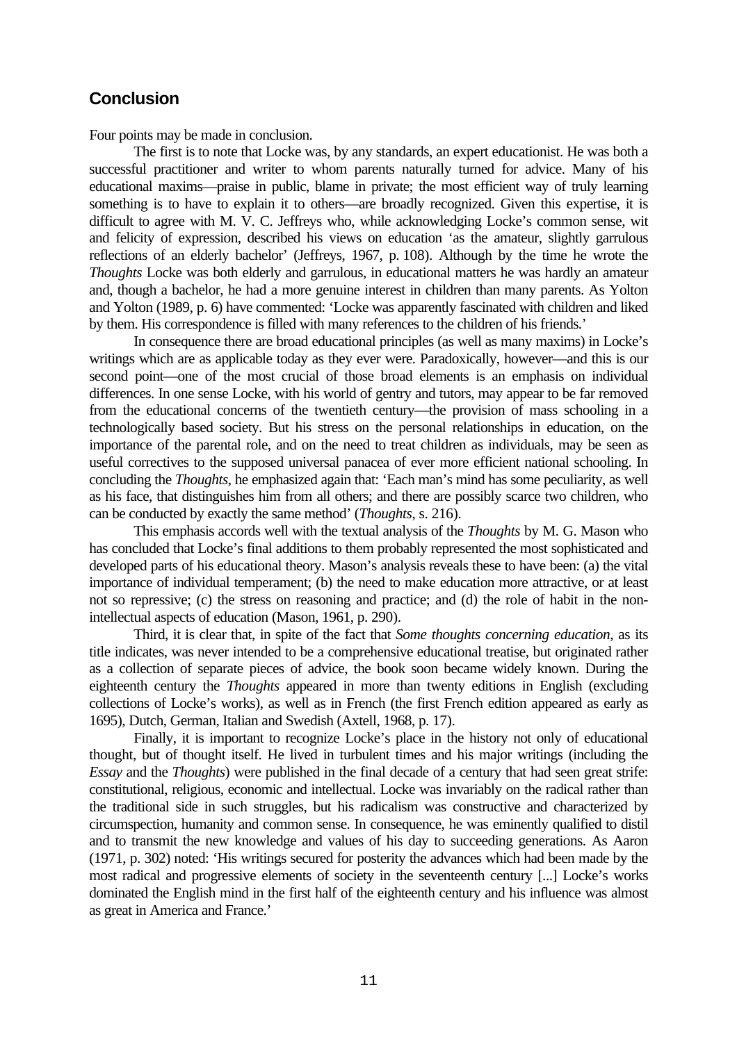## Conclusion

Four points may be made in conclusion.

The first is to note that Locke was, by any standards, an expert educationist. He was both a successful practitioner and writer to whom parents naturally turned for advice. Many of his educational maxims—praise in public, blame in private; the most efficient way of truly learning something is to have to explain it to others—are broadly recognized. Given this expertise, it is difficult to agree with M. V. C. Jeffreys who, while acknowledging Locke's common sense, wit and felicity of expression, described his views on education 'as the amateur, slightly garrulous reflections of an elderly bachelor' (Jeffreys, 1967, p. 108). Although by the time he wrote the *Thoughts* Locke was both elderly and garrulous, in educational matters he was hardly an amateur and, though a bachelor, he had a more genuine interest in children than many parents. As Yolton and Yolton (1989, p. 6) have commented: 'Locke was apparently fascinated with children and liked by them. His correspondence is filled with many references to the children of his friends.'

In consequence there are broad educational principles (as well as many maxims) in Locke's writings which are as applicable today as they ever were. Paradoxically, however—and this is our second point—one of the most crucial of those broad elements is an emphasis on individual differences. In one sense Locke, with his world of gentry and tutors, may appear to be far removed from the educational concerns of the twentieth century—the provision of mass schooling in a technologically based society. But his stress on the personal relationships in education, on the importance of the parental role, and on the need to treat children as individuals, may be seen as useful correctives to the supposed universal panacea of ever more efficient national schooling. In concluding the *Thoughts*, he emphasized again that: 'Each man's mind has some peculiarity, as well as his face, that distinguishes him from all others; and there are possibly scarce two children, who can be conducted by exactly the same method' (*Thoughts*, s. 216).

This emphasis accords well with the textual analysis of the *Thoughts* by M. G. Mason who has concluded that Locke's final additions to them probably represented the most sophisticated and developed parts of his educational theory. Mason's analysis reveals these to have been: (a) the vital importance of individual temperament; (b) the need to make education more attractive, or at least not so repressive; (c) the stress on reasoning and practice; and (d) the role of habit in the non-intellectual aspects of education (Mason, 1961, p. 290).

Third, it is clear that, in spite of the fact that *Some thoughts concerning education*, as its title indicates, was never intended to be a comprehensive educational treatise, but originated rather as a collection of separate pieces of advice, the book soon became widely known. During the eighteenth century the *Thoughts* appeared in more than twenty editions in English (excluding collections of Locke's works), as well as in French (the first French edition appeared as early as 1695), Dutch, German, Italian and Swedish (Axtell, 1968, p. 17).

Finally, it is important to recognize Locke's place in the history not only of educational thought, but of thought itself. He lived in turbulent times and his major writings (including the *Essay* and the *Thoughts*) were published in the final decade of a century that had seen great strife: constitutional, religious, economic and intellectual. Locke was invariably on the radical rather than the traditional side in such struggles, but his radicalism was constructive and characterized by circumspection, humanity and common sense. In consequence, he was eminently qualified to distil and to transmit the new knowledge and values of his day to succeeding generations. As Aaron (1971, p. 302) noted: 'His writings secured for posterity the advances which had been made by the most radical and progressive elements of society in the seventeenth century [...] Locke's works dominated the English mind in the first half of the eighteenth century and his influence was almost as great in America and France.'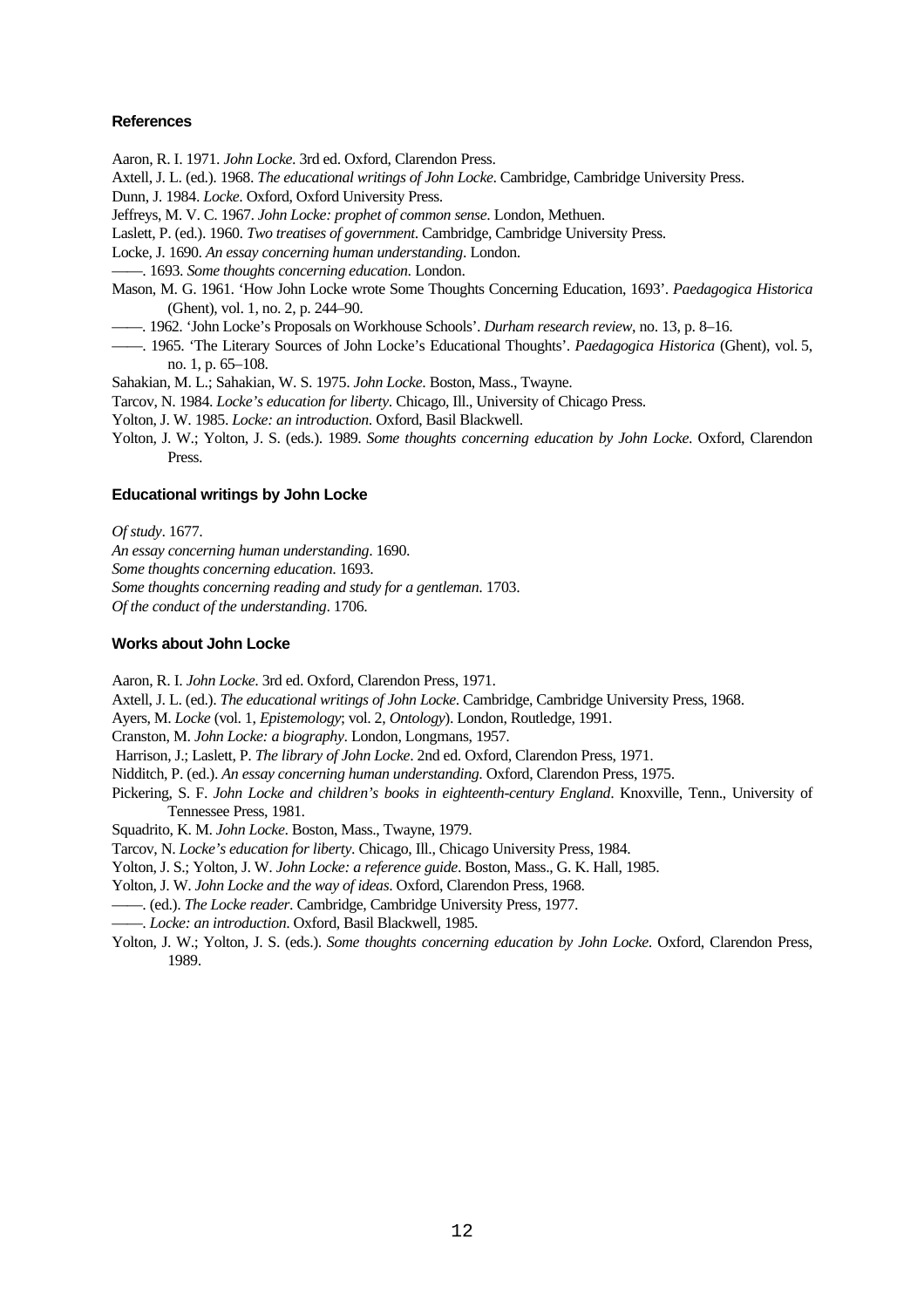## References

Aaron, R. I. 1971. *John Locke*. 3rd ed. Oxford, Clarendon Press.

Axtell, J. L. (ed.). 1968. *The educational writings of John Locke*. Cambridge, Cambridge University Press.

Dunn, J. 1984. *Locke*. Oxford, Oxford University Press.

Jeffreys, M. V. C. 1967. *John Locke: prophet of common sense*. London, Methuen.

Laslett, P. (ed.). 1960. *Two treatises of government*. Cambridge, Cambridge University Press.

Locke, J. 1690. *An essay concerning human understanding*. London.

——. 1693. *Some thoughts concerning education*. London.

Mason, M. G. 1961. 'How John Locke wrote Some Thoughts Concerning Education, 1693'. *Paedagogica Historica* (Ghent), vol. 1, no. 2, p. 244–90.

——. 1962. 'John Locke's Proposals on Workhouse Schools'. *Durham research review*, no. 13, p. 8–16.

——. 1965. 'The Literary Sources of John Locke's Educational Thoughts'. *Paedagogica Historica* (Ghent), vol. 5, no. 1, p. 65–108.

Sahakian, M. L.; Sahakian, W. S. 1975. *John Locke*. Boston, Mass., Twayne.

Tarcov, N. 1984. *Locke's education for liberty*. Chicago, Ill., University of Chicago Press.

Yolton, J. W. 1985. *Locke: an introduction*. Oxford, Basil Blackwell.

Yolton, J. W.; Yolton, J. S. (eds.). 1989. *Some thoughts concerning education by John Locke*. Oxford, Clarendon Press.

## Educational writings by John Locke

*Of study*. 1677.

*An essay concerning human understanding*. 1690.

*Some thoughts concerning education*. 1693.

*Some thoughts concerning reading and study for a gentleman*. 1703.

*Of the conduct of the understanding*. 1706.

## Works about John Locke

Aaron, R. I. *John Locke*. 3rd ed. Oxford, Clarendon Press, 1971.

Axtell, J. L. (ed.). *The educational writings of John Locke*. Cambridge, Cambridge University Press, 1968.

Ayers, M. *Locke* (vol. 1, *Epistemology*; vol. 2, *Ontology*). London, Routledge, 1991.

Cranston, M. *John Locke: a biography*. London, Longmans, 1957.

Harrison, J.; Laslett, P. *The library of John Locke*. 2nd ed. Oxford, Clarendon Press, 1971.

Nidditch, P. (ed.). *An essay concerning human understanding*. Oxford, Clarendon Press, 1975.

Pickering, S. F. *John Locke and children's books in eighteenth-century England*. Knoxville, Tenn., University of Tennessee Press, 1981.

Squadrito, K. M. *John Locke*. Boston, Mass., Twayne, 1979.

Tarcov, N. *Locke's education for liberty*. Chicago, Ill., Chicago University Press, 1984.

Yolton, J. S.; Yolton, J. W. *John Locke: a reference guide*. Boston, Mass., G. K. Hall, 1985.

Yolton, J. W. *John Locke and the way of ideas*. Oxford, Clarendon Press, 1968.

——. (ed.). *The Locke reader*. Cambridge, Cambridge University Press, 1977.

——. *Locke: an introduction*. Oxford, Basil Blackwell, 1985.

Yolton, J. W.; Yolton, J. S. (eds.). *Some thoughts concerning education by John Locke*. Oxford, Clarendon Press, 1989.